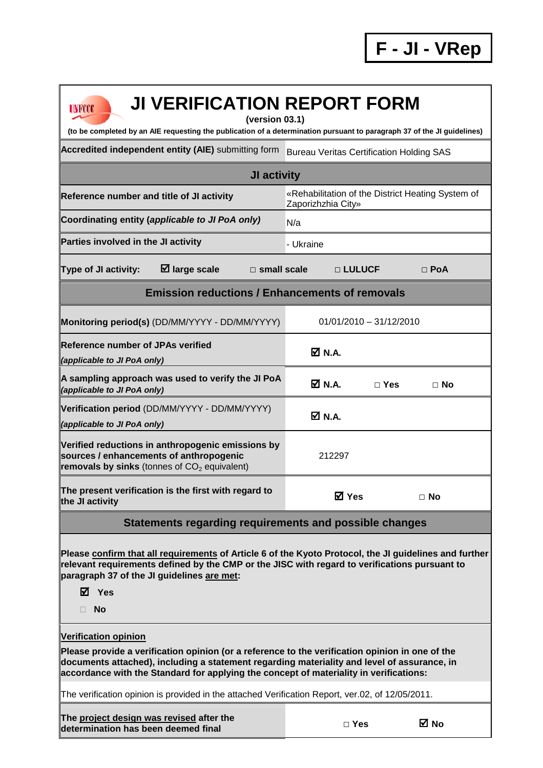**F - JI - VRep**

# JI VERIFICATION REPORT FORM

**(version 03.1)**

**(to be completed by an AIE requesting the publication of a determination pursuant to paragraph 37 of the JI guidelines)**

| **Accredited independent entity (AIE)** submitting form | Bureau Veritas Certification Holding SAS | | |
|---|---|---|---|
| **JI activity** | | | |
| **Reference number and title of JI activity** | «Rehabilitation of the District Heating System of Zaporizhzhia City» | | |
| **Coordinating entity (*applicable to JI PoA only*)** | N/a | | |
| **Parties involved in the JI activity** | - Ukraine | | |
| **Type of JI activity:** ☑ **large scale** | □ **small scale** | □ **LULUCF** | □ **PoA** |
| **Emission reductions / Enhancements of removals** | | | |
| **Monitoring period(s)** (DD/MM/YYYY - DD/MM/YYYY) | 01/01/2010 – 31/12/2010 | | |
| **Reference number of JPAs verified** *(applicable to JI PoA only)* | ☑ **N.A.** | | |
| **A sampling approach was used to verify the JI PoA** *(applicable to JI PoA only)* | ☑ **N.A.** | □ **Yes** | □ **No** |
| **Verification period** (DD/MM/YYYY - DD/MM/YYYY) *(applicable to JI PoA only)* | ☑ **N.A.** | | |
| **Verified reductions in anthropogenic emissions by sources / enhancements of anthropogenic removals by sinks** (tonnes of $CO_2$ equivalent) | 212297 | | |
| **The present verification is the first with regard to the JI activity** | ☑ **Yes** | □ **No** | |

## Statements regarding requirements and possible changes

**Please confirm that all requirements of Article 6 of the Kyoto Protocol, the JI guidelines and further relevant requirements defined by the CMP or the JISC with regard to verifications pursuant to paragraph 37 of the JI guidelines are met:**

☑ **Yes**

□ **No**

**Verification opinion**

**Please provide a verification opinion (or a reference to the verification opinion in one of the documents attached), including a statement regarding materiality and level of assurance, in accordance with the Standard for applying the concept of materiality in verifications:**

The verification opinion is provided in the attached Verification Report, ver.02, of 12/05/2011.

| **The project design was revised after the determination has been deemed final** | □ **Yes** | ☑ **No** |
|---|---|---|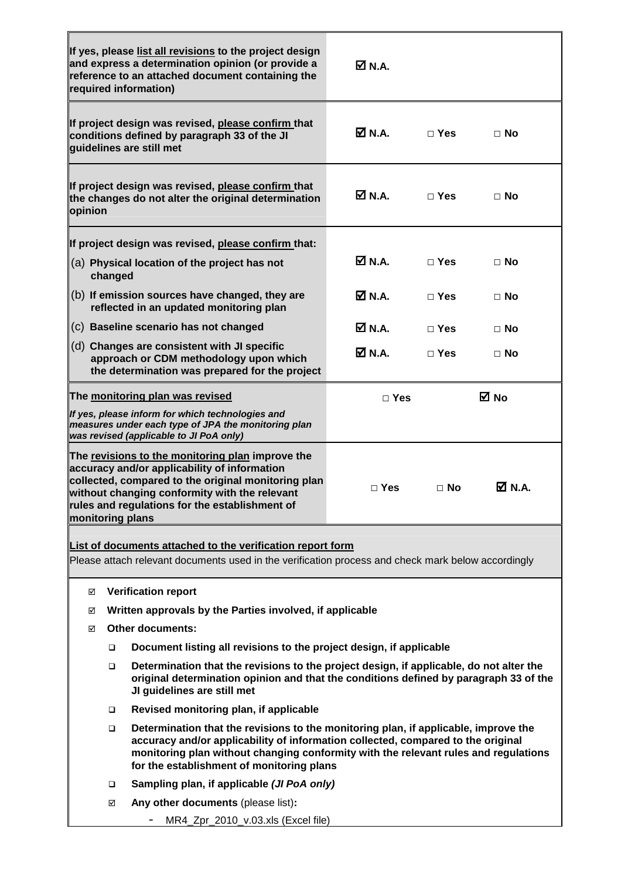| | | | |
|---|---|---|---|
| **If yes, please list all revisions to the project design and express a determination opinion (or provide a reference to an attached document containing the required information)** | ☑ **N.A.** | | |
| **If project design was revised, please confirm that conditions defined by paragraph 33 of the JI guidelines are still met** | ☑ **N.A.** | □ **Yes** | □ **No** |
| **If project design was revised, please confirm that the changes do not alter the original determination opinion** | ☑ **N.A.** | □ **Yes** | □ **No** |
| **If project design was revised, please confirm that:** | | | |
| (a) **Physical location of the project has not changed** | ☑ **N.A.** | □ **Yes** | □ **No** |
| (b) **If emission sources have changed, they are reflected in an updated monitoring plan** | ☑ **N.A.** | □ **Yes** | □ **No** |
| (c) **Baseline scenario has not changed** | ☑ **N.A.** | □ **Yes** | □ **No** |
| (d) **Changes are consistent with JI specific approach or CDM methodology upon which the determination was prepared for the project** | ☑ **N.A.** | □ **Yes** | □ **No** |
| **The monitoring plan was revised**<br>***If yes, please inform for which technologies and measures under each type of JPA the monitoring plan was revised (applicable to JI PoA only)*** | □ **Yes** | | ☑ **No** |
| **The revisions to the monitoring plan improve the accuracy and/or applicability of information collected, compared to the original monitoring plan without changing conformity with the relevant rules and regulations for the establishment of monitoring plans** | □ **Yes** | □ **No** | ☑ **N.A.** |

**List of documents attached to the verification report form**

Please attach relevant documents used in the verification process and check mark below accordingly

- ☑ **Verification report**
- ☑ **Written approvals by the Parties involved, if applicable**
- ☑ **Other documents:**
  - ❑ **Document listing all revisions to the project design, if applicable**
  - ❑ **Determination that the revisions to the project design, if applicable, do not alter the original determination opinion and that the conditions defined by paragraph 33 of the JI guidelines are still met**
  - ❑ **Revised monitoring plan, if applicable**
  - ❑ **Determination that the revisions to the monitoring plan, if applicable, improve the accuracy and/or applicability of information collected, compared to the original monitoring plan without changing conformity with the relevant rules and regulations for the establishment of monitoring plans**
  - ❑ **Sampling plan, if applicable *(JI PoA only)***
  - ☑ **Any other documents** (please list)**:**
    - MR4_Zpr_2010_v.03.xls (Excel file)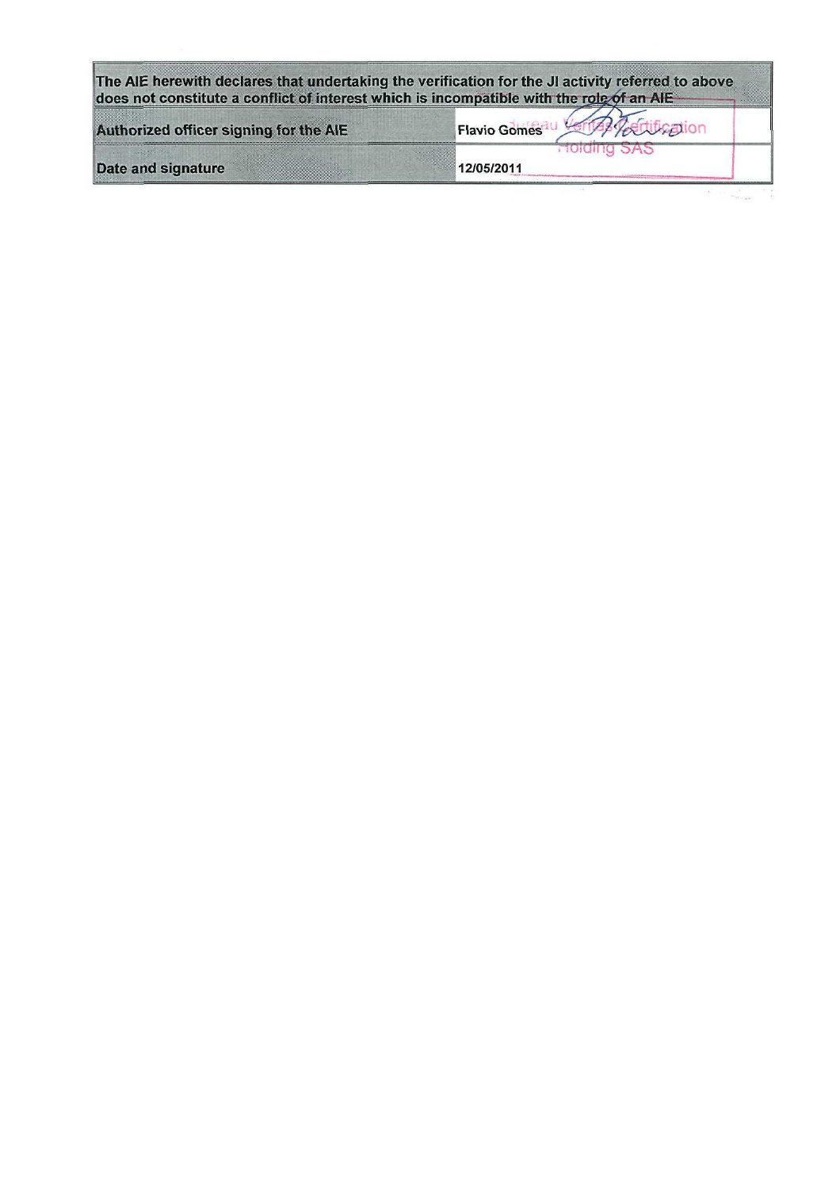| The AIE herewith declares that undertaking the verification for the JI activity referred to above does not constitute a conflict of interest which is incompatible with the role of an AIE | |
| --- | --- |
| Authorized officer signing for the AIE | Flavio Gomes |
| Date and signature | 12/05/2011 |

Bureau Veritas Certification Holding SAS